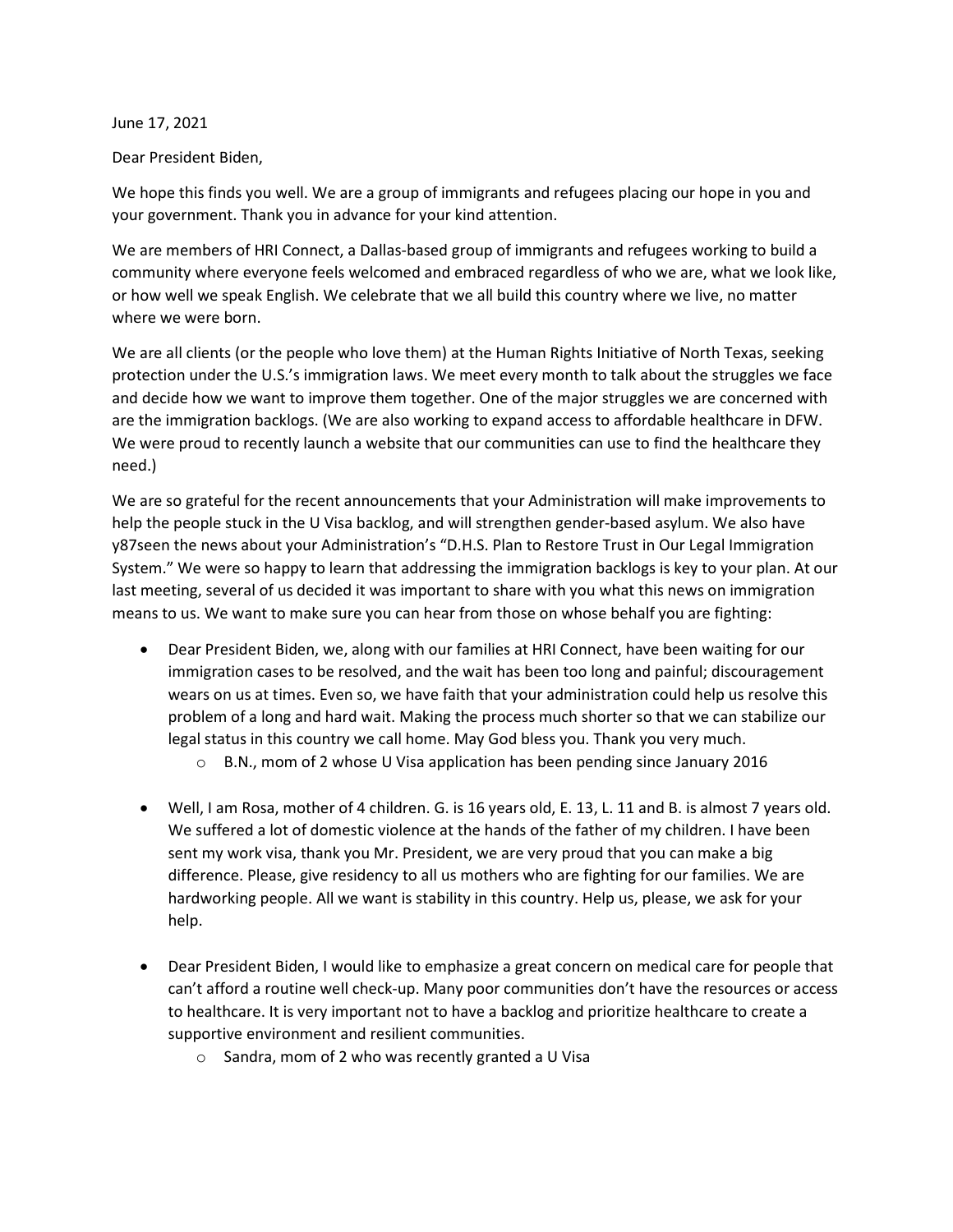June 17, 2021

Dear President Biden,

We hope this finds you well. We are a group of immigrants and refugees placing our hope in you and your government. Thank you in advance for your kind attention.

We are members of HRI Connect, a Dallas-based group of immigrants and refugees working to build a community where everyone feels welcomed and embraced regardless of who we are, what we look like, or how well we speak English. We celebrate that we all build this country where we live, no matter where we were born.

We are all clients (or the people who love them) at the Human Rights Initiative of North Texas, seeking protection under the U.S.'s immigration laws. We meet every month to talk about the struggles we face and decide how we want to improve them together. One of the major struggles we are concerned with are the immigration backlogs. (We are also working to expand access to affordable healthcare in DFW. We were proud to recently launch a website that our communities can use to find the healthcare they need.)

We are so grateful for the recent announcements that your Administration will make improvements to help the people stuck in the U Visa backlog, and will strengthen gender-based asylum. We also have y87seen the news about your Administration's "D.H.S. Plan to Restore Trust in Our Legal Immigration System." We were so happy to learn that addressing the immigration backlogs is key to your plan. At our last meeting, several of us decided it was important to share with you what this news on immigration means to us. We want to make sure you can hear from those on whose behalf you are fighting:

- Dear President Biden, we, along with our families at HRI Connect, have been waiting for our immigration cases to be resolved, and the wait has been too long and painful; discouragement wears on us at times. Even so, we have faith that your administration could help us resolve this problem of a long and hard wait. Making the process much shorter so that we can stabilize our legal status in this country we call home. May God bless you. Thank you very much.
  - B.N., mom of 2 whose U Visa application has been pending since January 2016

- Well, I am Rosa, mother of 4 children. G. is 16 years old, E. 13, L. 11 and B. is almost 7 years old. We suffered a lot of domestic violence at the hands of the father of my children. I have been sent my work visa, thank you Mr. President, we are very proud that you can make a big difference. Please, give residency to all us mothers who are fighting for our families. We are hardworking people. All we want is stability in this country. Help us, please, we ask for your help.

- Dear President Biden, I would like to emphasize a great concern on medical care for people that can't afford a routine well check-up. Many poor communities don't have the resources or access to healthcare. It is very important not to have a backlog and prioritize healthcare to create a supportive environment and resilient communities.
  - Sandra, mom of 2 who was recently granted a U Visa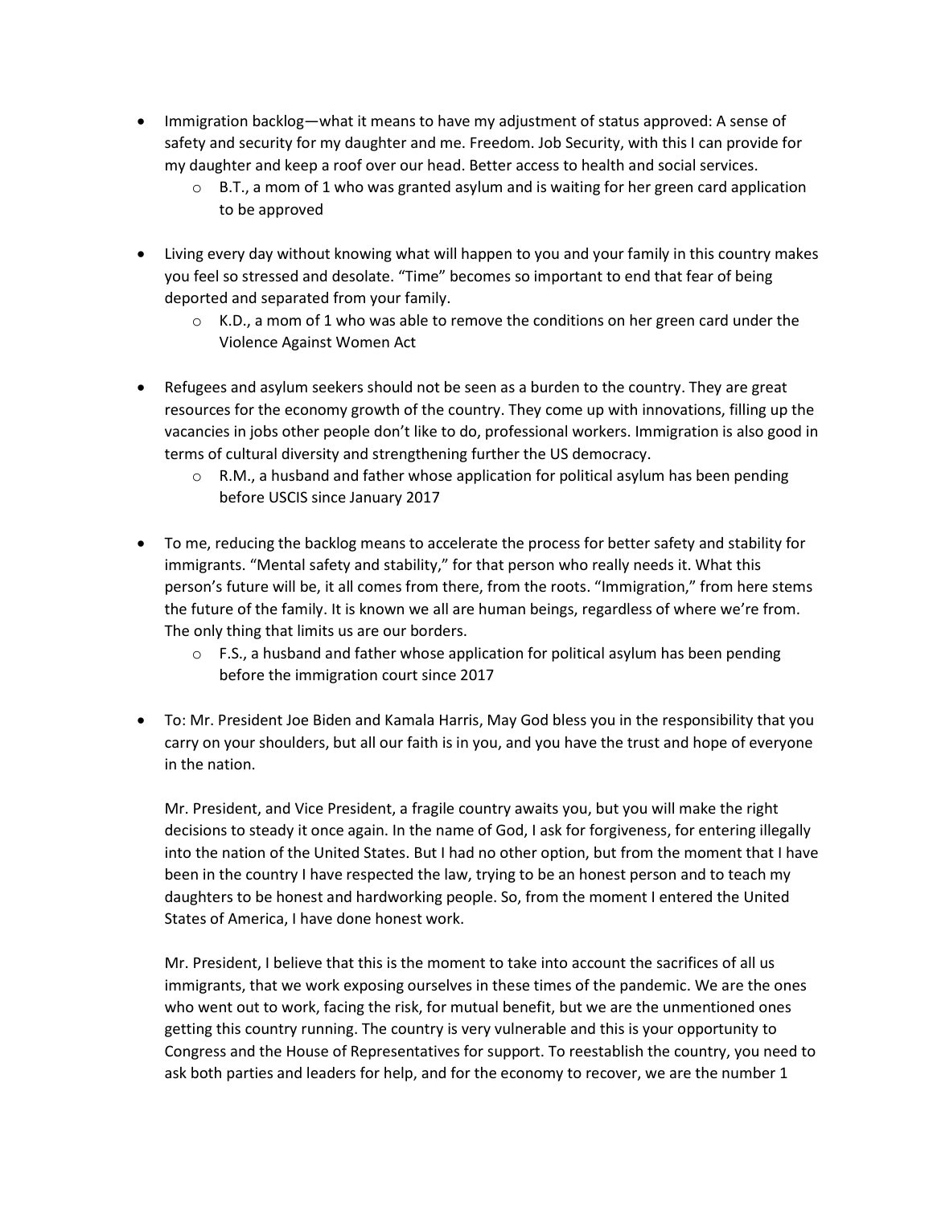- Immigration backlog—what it means to have my adjustment of status approved: A sense of safety and security for my daughter and me. Freedom. Job Security, with this I can provide for my daughter and keep a roof over our head. Better access to health and social services.
  - B.T., a mom of 1 who was granted asylum and is waiting for her green card application to be approved

- Living every day without knowing what will happen to you and your family in this country makes you feel so stressed and desolate. "Time" becomes so important to end that fear of being deported and separated from your family.
  - K.D., a mom of 1 who was able to remove the conditions on her green card under the Violence Against Women Act

- Refugees and asylum seekers should not be seen as a burden to the country. They are great resources for the economy growth of the country. They come up with innovations, filling up the vacancies in jobs other people don't like to do, professional workers. Immigration is also good in terms of cultural diversity and strengthening further the US democracy.
  - R.M., a husband and father whose application for political asylum has been pending before USCIS since January 2017

- To me, reducing the backlog means to accelerate the process for better safety and stability for immigrants. "Mental safety and stability," for that person who really needs it. What this person's future will be, it all comes from there, from the roots. "Immigration," from here stems the future of the family. It is known we all are human beings, regardless of where we're from. The only thing that limits us are our borders.
  - F.S., a husband and father whose application for political asylum has been pending before the immigration court since 2017

- To: Mr. President Joe Biden and Kamala Harris, May God bless you in the responsibility that you carry on your shoulders, but all our faith is in you, and you have the trust and hope of everyone in the nation.

  Mr. President, and Vice President, a fragile country awaits you, but you will make the right decisions to steady it once again. In the name of God, I ask for forgiveness, for entering illegally into the nation of the United States. But I had no other option, but from the moment that I have been in the country I have respected the law, trying to be an honest person and to teach my daughters to be honest and hardworking people. So, from the moment I entered the United States of America, I have done honest work.

  Mr. President, I believe that this is the moment to take into account the sacrifices of all us immigrants, that we work exposing ourselves in these times of the pandemic. We are the ones who went out to work, facing the risk, for mutual benefit, but we are the unmentioned ones getting this country running. The country is very vulnerable and this is your opportunity to Congress and the House of Representatives for support. To reestablish the country, you need to ask both parties and leaders for help, and for the economy to recover, we are the number 1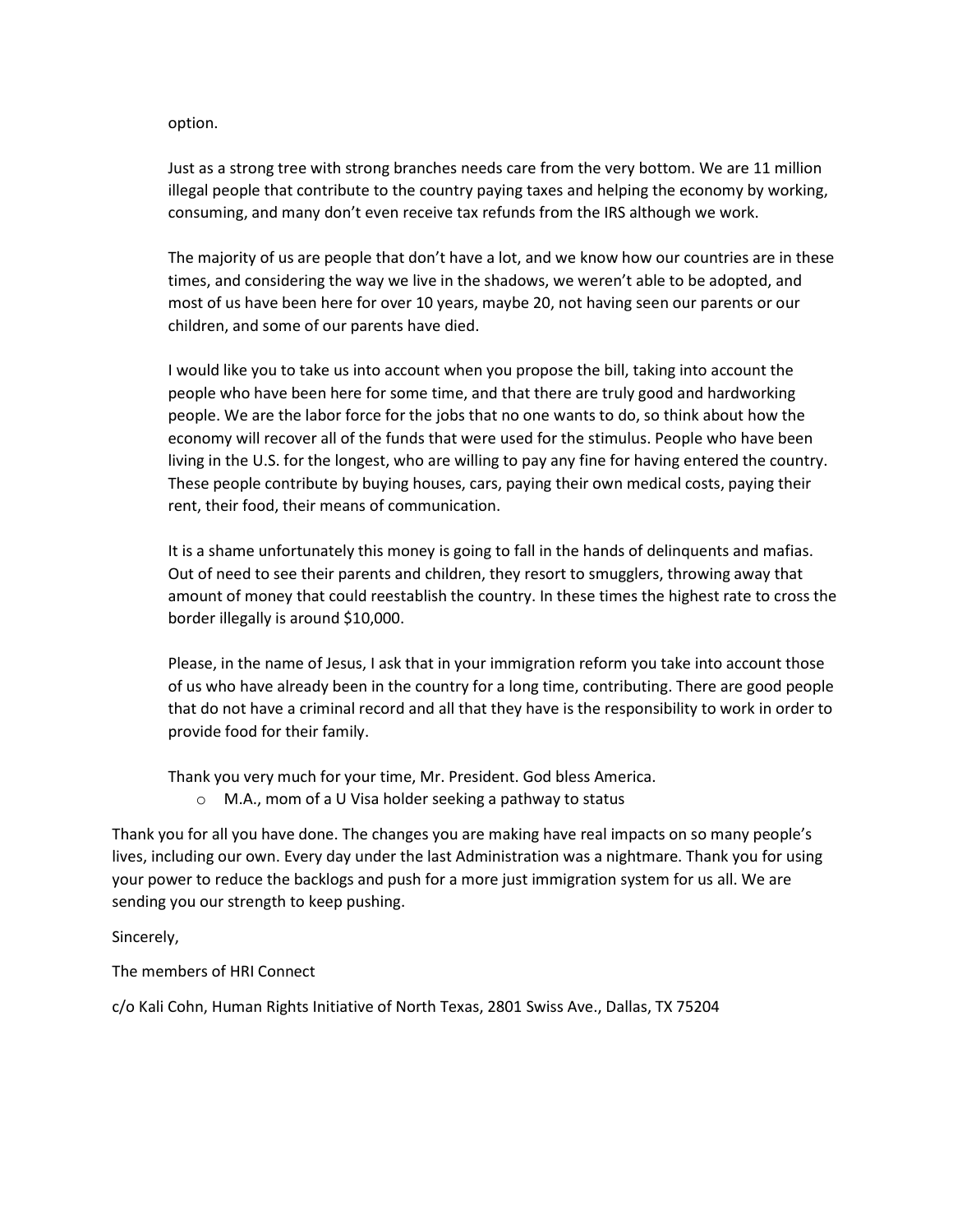option.

Just as a strong tree with strong branches needs care from the very bottom. We are 11 million illegal people that contribute to the country paying taxes and helping the economy by working, consuming, and many don't even receive tax refunds from the IRS although we work.

The majority of us are people that don't have a lot, and we know how our countries are in these times, and considering the way we live in the shadows, we weren't able to be adopted, and most of us have been here for over 10 years, maybe 20, not having seen our parents or our children, and some of our parents have died.

I would like you to take us into account when you propose the bill, taking into account the people who have been here for some time, and that there are truly good and hardworking people. We are the labor force for the jobs that no one wants to do, so think about how the economy will recover all of the funds that were used for the stimulus. People who have been living in the U.S. for the longest, who are willing to pay any fine for having entered the country. These people contribute by buying houses, cars, paying their own medical costs, paying their rent, their food, their means of communication.

It is a shame unfortunately this money is going to fall in the hands of delinquents and mafias. Out of need to see their parents and children, they resort to smugglers, throwing away that amount of money that could reestablish the country. In these times the highest rate to cross the border illegally is around $10,000.

Please, in the name of Jesus, I ask that in your immigration reform you take into account those of us who have already been in the country for a long time, contributing. There are good people that do not have a criminal record and all that they have is the responsibility to work in order to provide food for their family.

Thank you very much for your time, Mr. President. God bless America.

- M.A., mom of a U Visa holder seeking a pathway to status

Thank you for all you have done. The changes you are making have real impacts on so many people's lives, including our own. Every day under the last Administration was a nightmare. Thank you for using your power to reduce the backlogs and push for a more just immigration system for us all. We are sending you our strength to keep pushing.

Sincerely,

The members of HRI Connect

c/o Kali Cohn, Human Rights Initiative of North Texas, 2801 Swiss Ave., Dallas, TX 75204